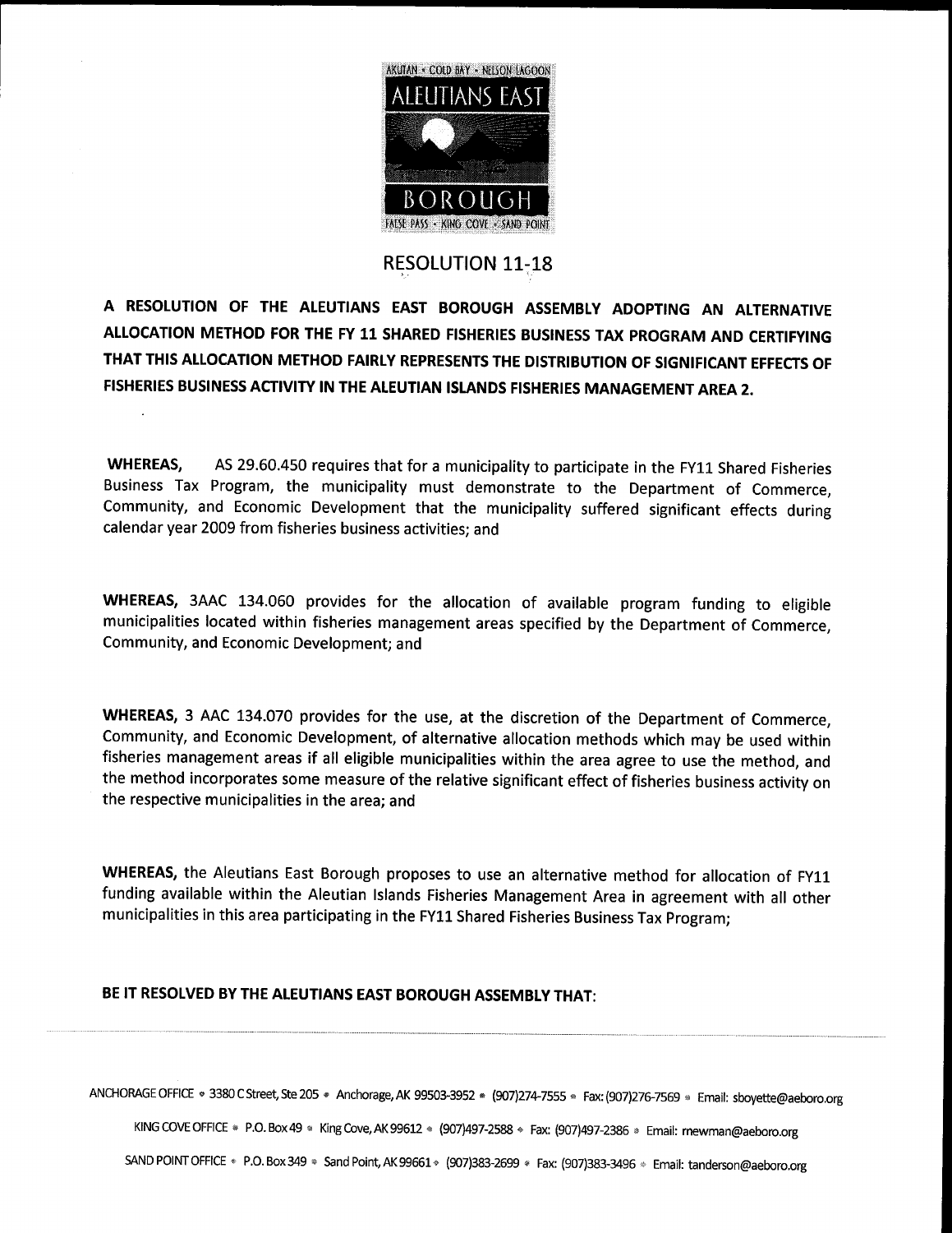# RESOLUTION 11-18

**A RESOLUTION OF THE ALEUTIANS EAST BOROUGH ASSEMBLY ADOPTING AN ALTERNATIVE ALLOCATION METHOD FOR THE FY 11 SHARED FISHERIES BUSINESS TAX PROGRAM AND CERTIFYING THAT THIS ALLOCATION METHOD FAIRLY REPRESENTS THE DISTRIBUTION OF SIGNIFICANT EFFECTS OF FISHERIES BUSINESS ACTIVITY IN THE ALEUTIAN ISLANDS FISHERIES MANAGEMENT AREA 2.**

**WHEREAS,** AS 29.60.450 requires that for a municipality to participate in the FY11 Shared Fisheries Business Tax Program, the municipality must demonstrate to the Department of Commerce, Community, and Economic Development that the municipality suffered significant effects during calendar year 2009 from fisheries business activities; and

**WHEREAS,** 3AAC 134.060 provides for the allocation of available program funding to eligible municipalities located within fisheries management areas specified by the Department of Commerce, Community, and Economic Development; and

**WHEREAS,** 3 AAC 134.070 provides for the use, at the discretion of the Department of Commerce, Community, and Economic Development, of alternative allocation methods which may be used within fisheries management areas if all eligible municipalities within the area agree to use the method, and the method incorporates some measure of the relative significant effect of fisheries business activity on the respective municipalities in the area; and

**WHEREAS,** the Aleutians East Borough proposes to use an alternative method for allocation of FY11 funding available within the Aleutian Islands Fisheries Management Area in agreement with all other municipalities in this area participating in the FY11 Shared Fisheries Business Tax Program;

**BE IT RESOLVED BY THE ALEUTIANS EAST BOROUGH ASSEMBLY THAT:**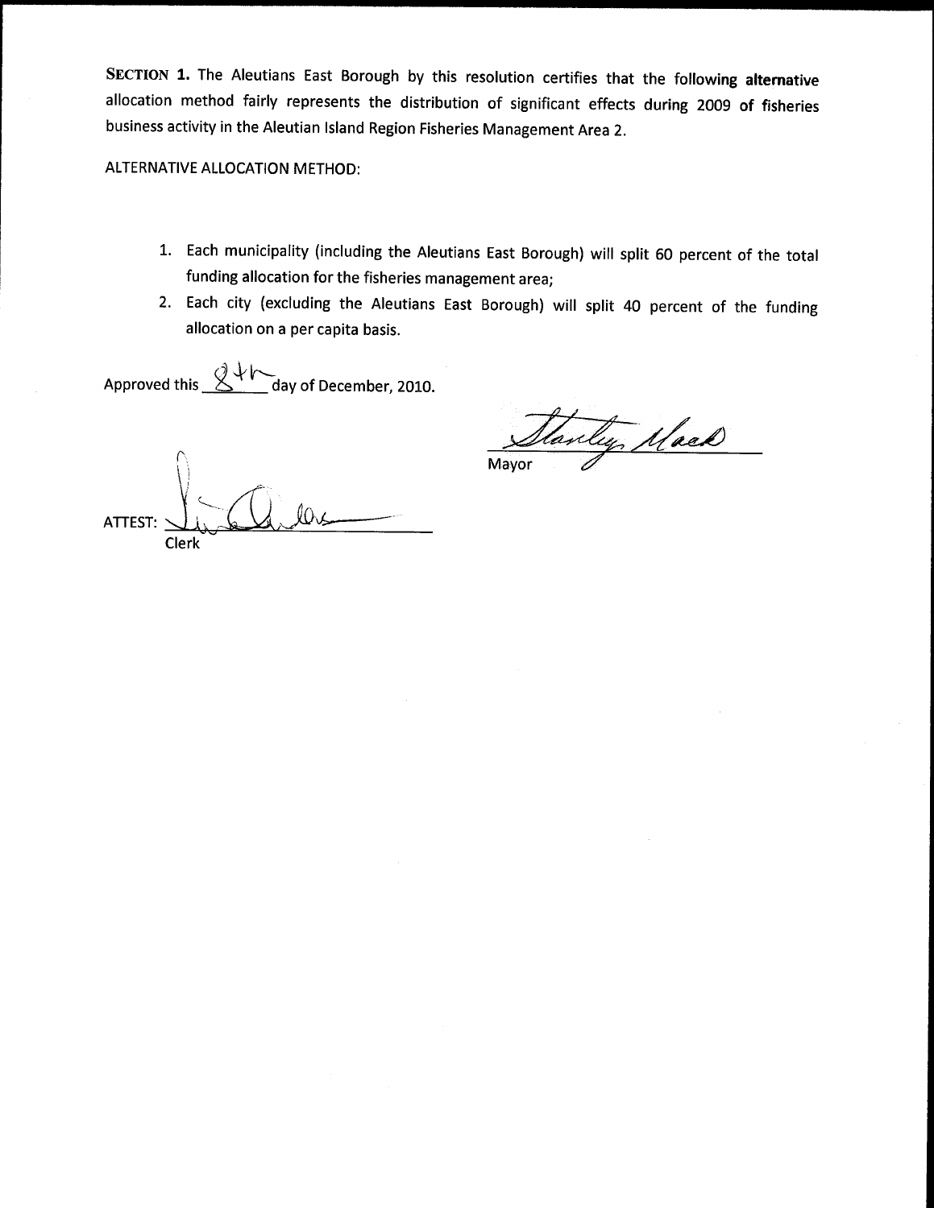**SECTION 1.** The Aleutians East Borough by this resolution certifies that the following **alternative** allocation method fairly represents the distribution of significant effects during 2009 **of** fisheries business activity in the Aleutian Island Region Fisheries Management Area 2.

ALTERNATIVE ALLOCATION METHOD:

1. Each municipality (including the Aleutians East Borough) will split 60 percent of the total funding allocation for the fisheries management area;
2. Each city (excluding the Aleutians East Borough) will split 40 percent of the funding allocation on a per capita basis.

Approved this 8th day of December, 2010.

Stanley Mack
Mayor

ATTEST:
Clerk